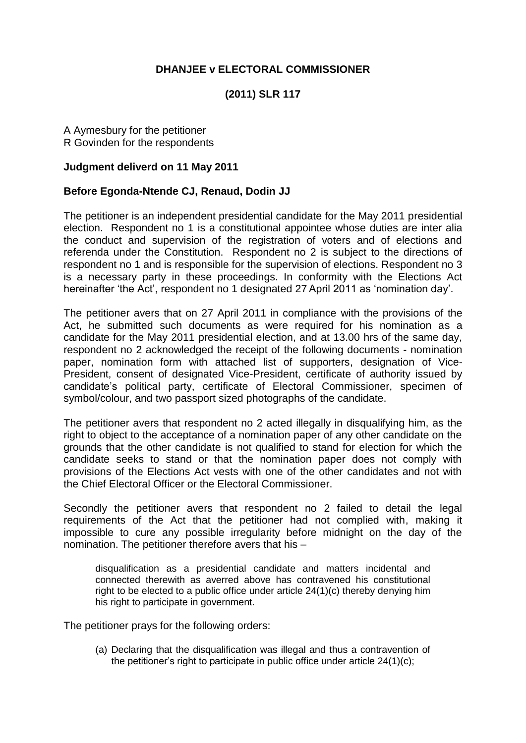**DHANJEE v ELECTORAL COMMISSIONER**

**(2011) SLR 117**

A Aymesbury for the petitioner
R Govinden for the respondents

**Judgment deliverd on 11 May 2011**

**Before Egonda-Ntende CJ, Renaud, Dodin JJ**

The petitioner is an independent presidential candidate for the May 2011 presidential election. Respondent no 1 is a constitutional appointee whose duties are inter alia the conduct and supervision of the registration of voters and of elections and referenda under the Constitution. Respondent no 2 is subject to the directions of respondent no 1 and is responsible for the supervision of elections. Respondent no 3 is a necessary party in these proceedings. In conformity with the Elections Act hereinafter 'the Act', respondent no 1 designated 27 April 2011 as 'nomination day'.

The petitioner avers that on 27 April 2011 in compliance with the provisions of the Act, he submitted such documents as were required for his nomination as a candidate for the May 2011 presidential election, and at 13.00 hrs of the same day, respondent no 2 acknowledged the receipt of the following documents - nomination paper, nomination form with attached list of supporters, designation of Vice-President, consent of designated Vice-President, certificate of authority issued by candidate's political party, certificate of Electoral Commissioner, specimen of symbol/colour, and two passport sized photographs of the candidate.

The petitioner avers that respondent no 2 acted illegally in disqualifying him, as the right to object to the acceptance of a nomination paper of any other candidate on the grounds that the other candidate is not qualified to stand for election for which the candidate seeks to stand or that the nomination paper does not comply with provisions of the Elections Act vests with one of the other candidates and not with the Chief Electoral Officer or the Electoral Commissioner.

Secondly the petitioner avers that respondent no 2 failed to detail the legal requirements of the Act that the petitioner had not complied with, making it impossible to cure any possible irregularity before midnight on the day of the nomination. The petitioner therefore avers that his –

> disqualification as a presidential candidate and matters incidental and connected therewith as averred above has contravened his constitutional right to be elected to a public office under article 24(1)(c) thereby denying him his right to participate in government.

The petitioner prays for the following orders:

(a) Declaring that the disqualification was illegal and thus a contravention of the petitioner's right to participate in public office under article 24(1)(c);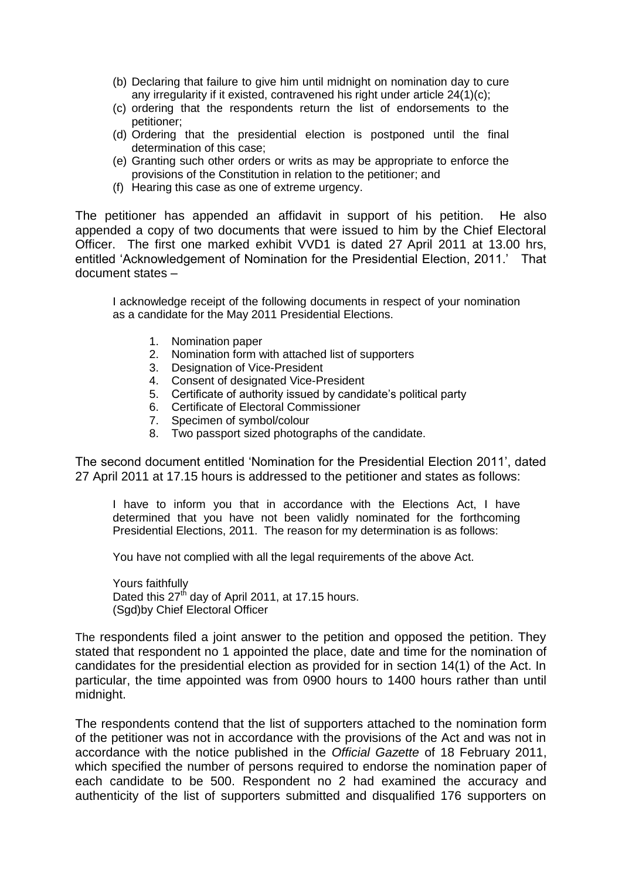(b) Declaring that failure to give him until midnight on nomination day to cure any irregularity if it existed, contravened his right under article 24(1)(c);
(c) ordering that the respondents return the list of endorsements to the petitioner;
(d) Ordering that the presidential election is postponed until the final determination of this case;
(e) Granting such other orders or writs as may be appropriate to enforce the provisions of the Constitution in relation to the petitioner; and
(f) Hearing this case as one of extreme urgency.

The petitioner has appended an affidavit in support of his petition. He also appended a copy of two documents that were issued to him by the Chief Electoral Officer. The first one marked exhibit VVD1 is dated 27 April 2011 at 13.00 hrs, entitled 'Acknowledgement of Nomination for the Presidential Election, 2011.' That document states –

> I acknowledge receipt of the following documents in respect of your nomination as a candidate for the May 2011 Presidential Elections.
>
> 1. Nomination paper
> 2. Nomination form with attached list of supporters
> 3. Designation of Vice-President
> 4. Consent of designated Vice-President
> 5. Certificate of authority issued by candidate's political party
> 6. Certificate of Electoral Commissioner
> 7. Specimen of symbol/colour
> 8. Two passport sized photographs of the candidate.

The second document entitled 'Nomination for the Presidential Election 2011', dated 27 April 2011 at 17.15 hours is addressed to the petitioner and states as follows:

> I have to inform you that in accordance with the Elections Act, I have determined that you have not been validly nominated for the forthcoming Presidential Elections, 2011. The reason for my determination is as follows:
>
> You have not complied with all the legal requirements of the above Act.
>
> Yours faithfully
> Dated this 27th day of April 2011, at 17.15 hours.
> (Sgd)by Chief Electoral Officer

The respondents filed a joint answer to the petition and opposed the petition. They stated that respondent no 1 appointed the place, date and time for the nomination of candidates for the presidential election as provided for in section 14(1) of the Act. In particular, the time appointed was from 0900 hours to 1400 hours rather than until midnight.

The respondents contend that the list of supporters attached to the nomination form of the petitioner was not in accordance with the provisions of the Act and was not in accordance with the notice published in the *Official Gazette* of 18 February 2011, which specified the number of persons required to endorse the nomination paper of each candidate to be 500. Respondent no 2 had examined the accuracy and authenticity of the list of supporters submitted and disqualified 176 supporters on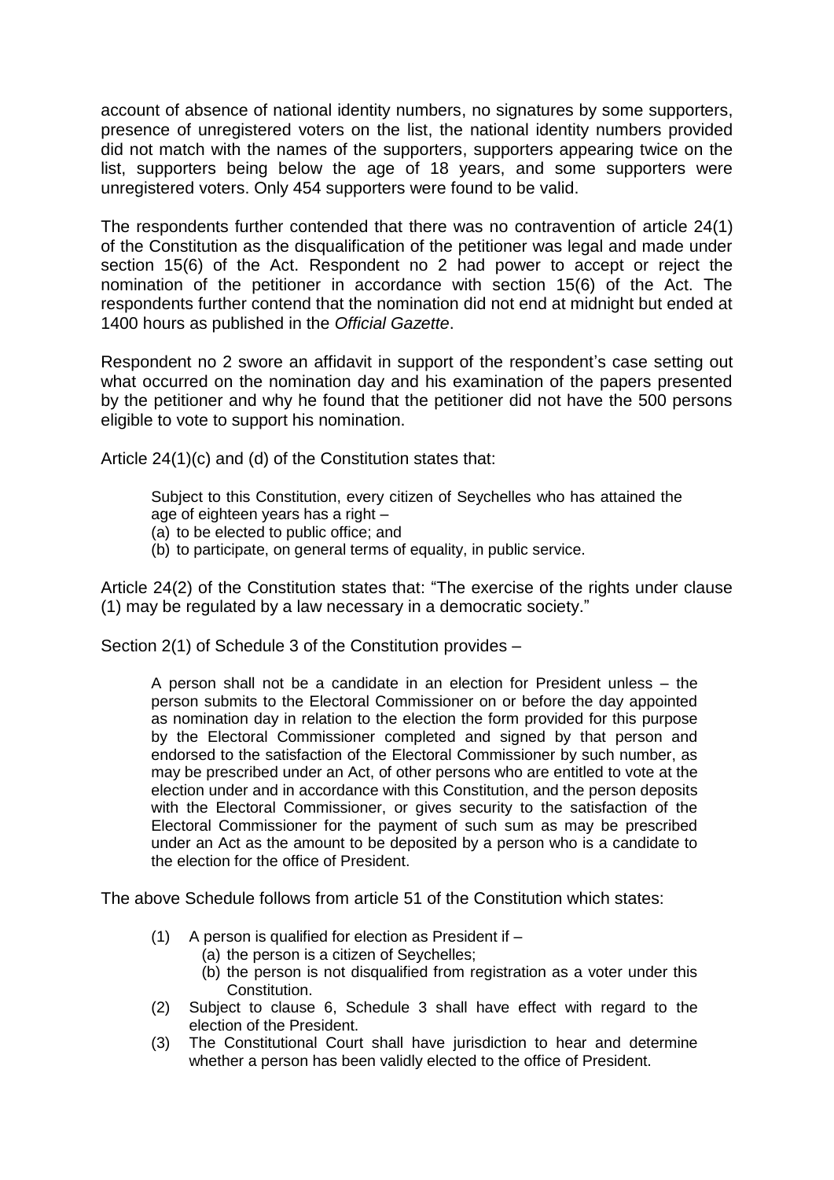account of absence of national identity numbers, no signatures by some supporters, presence of unregistered voters on the list, the national identity numbers provided did not match with the names of the supporters, supporters appearing twice on the list, supporters being below the age of 18 years, and some supporters were unregistered voters. Only 454 supporters were found to be valid.

The respondents further contended that there was no contravention of article 24(1) of the Constitution as the disqualification of the petitioner was legal and made under section 15(6) of the Act. Respondent no 2 had power to accept or reject the nomination of the petitioner in accordance with section 15(6) of the Act. The respondents further contend that the nomination did not end at midnight but ended at 1400 hours as published in the *Official Gazette*.

Respondent no 2 swore an affidavit in support of the respondent's case setting out what occurred on the nomination day and his examination of the papers presented by the petitioner and why he found that the petitioner did not have the 500 persons eligible to vote to support his nomination.

Article 24(1)(c) and (d) of the Constitution states that:

> Subject to this Constitution, every citizen of Seychelles who has attained the age of eighteen years has a right –
> (a) to be elected to public office; and
> (b) to participate, on general terms of equality, in public service.

Article 24(2) of the Constitution states that: "The exercise of the rights under clause (1) may be regulated by a law necessary in a democratic society."

Section 2(1) of Schedule 3 of the Constitution provides –

> A person shall not be a candidate in an election for President unless – the person submits to the Electoral Commissioner on or before the day appointed as nomination day in relation to the election the form provided for this purpose by the Electoral Commissioner completed and signed by that person and endorsed to the satisfaction of the Electoral Commissioner by such number, as may be prescribed under an Act, of other persons who are entitled to vote at the election under and in accordance with this Constitution, and the person deposits with the Electoral Commissioner, or gives security to the satisfaction of the Electoral Commissioner for the payment of such sum as may be prescribed under an Act as the amount to be deposited by a person who is a candidate to the election for the office of President.

The above Schedule follows from article 51 of the Constitution which states:

> (1) A person is qualified for election as President if –
>   (a) the person is a citizen of Seychelles;
>   (b) the person is not disqualified from registration as a voter under this Constitution.
> (2) Subject to clause 6, Schedule 3 shall have effect with regard to the election of the President.
> (3) The Constitutional Court shall have jurisdiction to hear and determine whether a person has been validly elected to the office of President.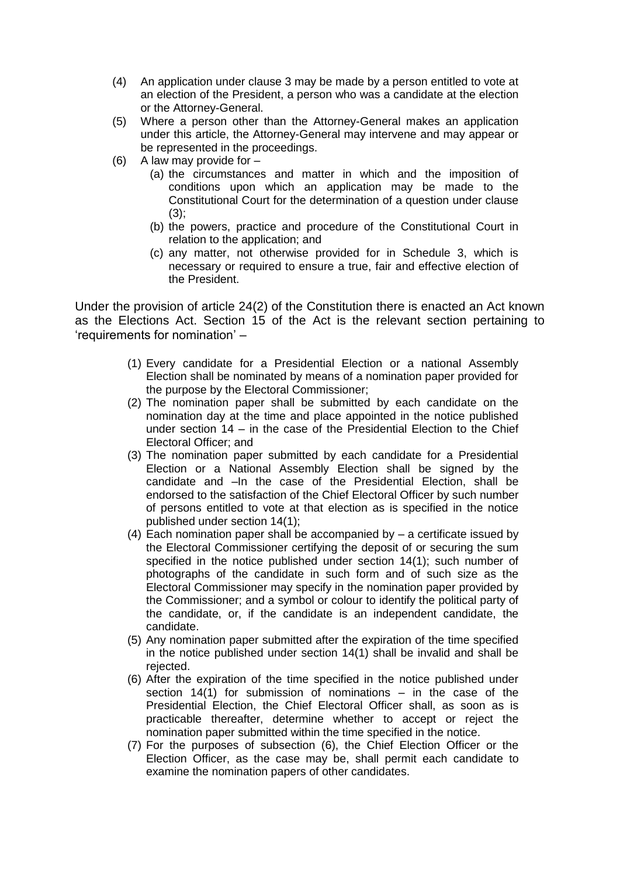(4) An application under clause 3 may be made by a person entitled to vote at an election of the President, a person who was a candidate at the election or the Attorney-General.

(5) Where a person other than the Attorney-General makes an application under this article, the Attorney-General may intervene and may appear or be represented in the proceedings.

(6) A law may provide for –

   (a) the circumstances and matter in which and the imposition of conditions upon which an application may be made to the Constitutional Court for the determination of a question under clause (3);

   (b) the powers, practice and procedure of the Constitutional Court in relation to the application; and

   (c) any matter, not otherwise provided for in Schedule 3, which is necessary or required to ensure a true, fair and effective election of the President.

Under the provision of article 24(2) of the Constitution there is enacted an Act known as the Elections Act. Section 15 of the Act is the relevant section pertaining to 'requirements for nomination' –

(1) Every candidate for a Presidential Election or a national Assembly Election shall be nominated by means of a nomination paper provided for the purpose by the Electoral Commissioner;

(2) The nomination paper shall be submitted by each candidate on the nomination day at the time and place appointed in the notice published under section 14 – in the case of the Presidential Election to the Chief Electoral Officer; and

(3) The nomination paper submitted by each candidate for a Presidential Election or a National Assembly Election shall be signed by the candidate and –In the case of the Presidential Election, shall be endorsed to the satisfaction of the Chief Electoral Officer by such number of persons entitled to vote at that election as is specified in the notice published under section 14(1);

(4) Each nomination paper shall be accompanied by – a certificate issued by the Electoral Commissioner certifying the deposit of or securing the sum specified in the notice published under section 14(1); such number of photographs of the candidate in such form and of such size as the Electoral Commissioner may specify in the nomination paper provided by the Commissioner; and a symbol or colour to identify the political party of the candidate, or, if the candidate is an independent candidate, the candidate.

(5) Any nomination paper submitted after the expiration of the time specified in the notice published under section 14(1) shall be invalid and shall be rejected.

(6) After the expiration of the time specified in the notice published under section 14(1) for submission of nominations – in the case of the Presidential Election, the Chief Electoral Officer shall, as soon as is practicable thereafter, determine whether to accept or reject the nomination paper submitted within the time specified in the notice.

(7) For the purposes of subsection (6), the Chief Election Officer or the Election Officer, as the case may be, shall permit each candidate to examine the nomination papers of other candidates.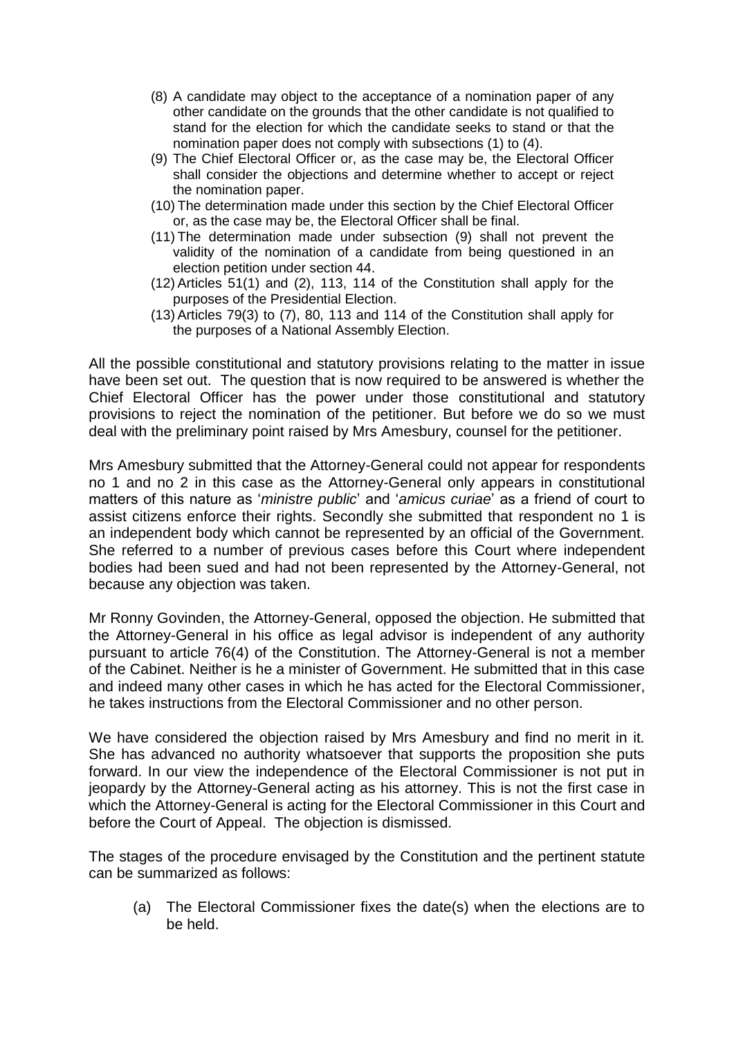(8) A candidate may object to the acceptance of a nomination paper of any other candidate on the grounds that the other candidate is not qualified to stand for the election for which the candidate seeks to stand or that the nomination paper does not comply with subsections (1) to (4).

(9) The Chief Electoral Officer or, as the case may be, the Electoral Officer shall consider the objections and determine whether to accept or reject the nomination paper.

(10) The determination made under this section by the Chief Electoral Officer or, as the case may be, the Electoral Officer shall be final.

(11) The determination made under subsection (9) shall not prevent the validity of the nomination of a candidate from being questioned in an election petition under section 44.

(12) Articles 51(1) and (2), 113, 114 of the Constitution shall apply for the purposes of the Presidential Election.

(13) Articles 79(3) to (7), 80, 113 and 114 of the Constitution shall apply for the purposes of a National Assembly Election.

All the possible constitutional and statutory provisions relating to the matter in issue have been set out. The question that is now required to be answered is whether the Chief Electoral Officer has the power under those constitutional and statutory provisions to reject the nomination of the petitioner. But before we do so we must deal with the preliminary point raised by Mrs Amesbury, counsel for the petitioner.

Mrs Amesbury submitted that the Attorney-General could not appear for respondents no 1 and no 2 in this case as the Attorney-General only appears in constitutional matters of this nature as '*ministre public*' and '*amicus curiae*' as a friend of court to assist citizens enforce their rights. Secondly she submitted that respondent no 1 is an independent body which cannot be represented by an official of the Government. She referred to a number of previous cases before this Court where independent bodies had been sued and had not been represented by the Attorney-General, not because any objection was taken.

Mr Ronny Govinden, the Attorney-General, opposed the objection. He submitted that the Attorney-General in his office as legal advisor is independent of any authority pursuant to article 76(4) of the Constitution. The Attorney-General is not a member of the Cabinet. Neither is he a minister of Government. He submitted that in this case and indeed many other cases in which he has acted for the Electoral Commissioner, he takes instructions from the Electoral Commissioner and no other person.

We have considered the objection raised by Mrs Amesbury and find no merit in it. She has advanced no authority whatsoever that supports the proposition she puts forward. In our view the independence of the Electoral Commissioner is not put in jeopardy by the Attorney-General acting as his attorney. This is not the first case in which the Attorney-General is acting for the Electoral Commissioner in this Court and before the Court of Appeal. The objection is dismissed.

The stages of the procedure envisaged by the Constitution and the pertinent statute can be summarized as follows:

(a) The Electoral Commissioner fixes the date(s) when the elections are to be held.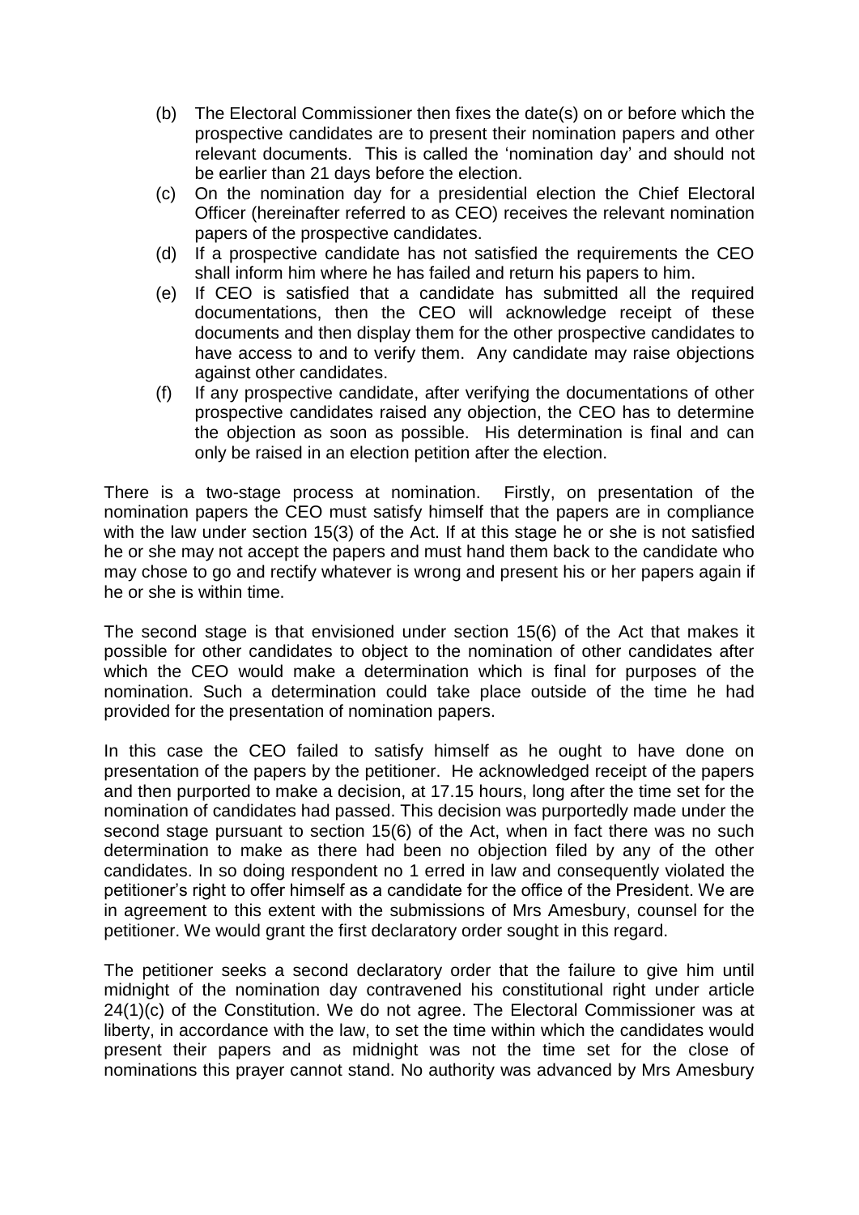(b) The Electoral Commissioner then fixes the date(s) on or before which the prospective candidates are to present their nomination papers and other relevant documents. This is called the 'nomination day' and should not be earlier than 21 days before the election.

(c) On the nomination day for a presidential election the Chief Electoral Officer (hereinafter referred to as CEO) receives the relevant nomination papers of the prospective candidates.

(d) If a prospective candidate has not satisfied the requirements the CEO shall inform him where he has failed and return his papers to him.

(e) If CEO is satisfied that a candidate has submitted all the required documentations, then the CEO will acknowledge receipt of these documents and then display them for the other prospective candidates to have access to and to verify them. Any candidate may raise objections against other candidates.

(f) If any prospective candidate, after verifying the documentations of other prospective candidates raised any objection, the CEO has to determine the objection as soon as possible. His determination is final and can only be raised in an election petition after the election.

There is a two-stage process at nomination. Firstly, on presentation of the nomination papers the CEO must satisfy himself that the papers are in compliance with the law under section 15(3) of the Act. If at this stage he or she is not satisfied he or she may not accept the papers and must hand them back to the candidate who may chose to go and rectify whatever is wrong and present his or her papers again if he or she is within time.

The second stage is that envisioned under section 15(6) of the Act that makes it possible for other candidates to object to the nomination of other candidates after which the CEO would make a determination which is final for purposes of the nomination. Such a determination could take place outside of the time he had provided for the presentation of nomination papers.

In this case the CEO failed to satisfy himself as he ought to have done on presentation of the papers by the petitioner. He acknowledged receipt of the papers and then purported to make a decision, at 17.15 hours, long after the time set for the nomination of candidates had passed. This decision was purportedly made under the second stage pursuant to section 15(6) of the Act, when in fact there was no such determination to make as there had been no objection filed by any of the other candidates. In so doing respondent no 1 erred in law and consequently violated the petitioner's right to offer himself as a candidate for the office of the President. We are in agreement to this extent with the submissions of Mrs Amesbury, counsel for the petitioner. We would grant the first declaratory order sought in this regard.

The petitioner seeks a second declaratory order that the failure to give him until midnight of the nomination day contravened his constitutional right under article 24(1)(c) of the Constitution. We do not agree. The Electoral Commissioner was at liberty, in accordance with the law, to set the time within which the candidates would present their papers and as midnight was not the time set for the close of nominations this prayer cannot stand. No authority was advanced by Mrs Amesbury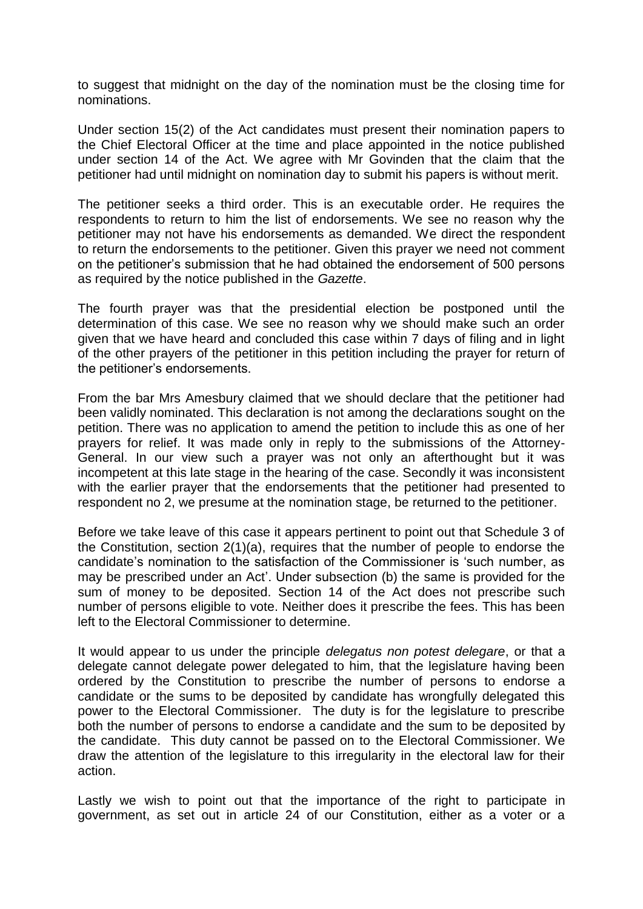to suggest that midnight on the day of the nomination must be the closing time for nominations.

Under section 15(2) of the Act candidates must present their nomination papers to the Chief Electoral Officer at the time and place appointed in the notice published under section 14 of the Act. We agree with Mr Govinden that the claim that the petitioner had until midnight on nomination day to submit his papers is without merit.

The petitioner seeks a third order. This is an executable order. He requires the respondents to return to him the list of endorsements. We see no reason why the petitioner may not have his endorsements as demanded. We direct the respondent to return the endorsements to the petitioner. Given this prayer we need not comment on the petitioner's submission that he had obtained the endorsement of 500 persons as required by the notice published in the *Gazette*.

The fourth prayer was that the presidential election be postponed until the determination of this case. We see no reason why we should make such an order given that we have heard and concluded this case within 7 days of filing and in light of the other prayers of the petitioner in this petition including the prayer for return of the petitioner's endorsements.

From the bar Mrs Amesbury claimed that we should declare that the petitioner had been validly nominated. This declaration is not among the declarations sought on the petition. There was no application to amend the petition to include this as one of her prayers for relief. It was made only in reply to the submissions of the Attorney-General. In our view such a prayer was not only an afterthought but it was incompetent at this late stage in the hearing of the case. Secondly it was inconsistent with the earlier prayer that the endorsements that the petitioner had presented to respondent no 2, we presume at the nomination stage, be returned to the petitioner.

Before we take leave of this case it appears pertinent to point out that Schedule 3 of the Constitution, section 2(1)(a), requires that the number of people to endorse the candidate's nomination to the satisfaction of the Commissioner is 'such number, as may be prescribed under an Act'. Under subsection (b) the same is provided for the sum of money to be deposited. Section 14 of the Act does not prescribe such number of persons eligible to vote. Neither does it prescribe the fees. This has been left to the Electoral Commissioner to determine.

It would appear to us under the principle *delegatus non potest delegare*, or that a delegate cannot delegate power delegated to him, that the legislature having been ordered by the Constitution to prescribe the number of persons to endorse a candidate or the sums to be deposited by candidate has wrongfully delegated this power to the Electoral Commissioner. The duty is for the legislature to prescribe both the number of persons to endorse a candidate and the sum to be deposited by the candidate. This duty cannot be passed on to the Electoral Commissioner. We draw the attention of the legislature to this irregularity in the electoral law for their action.

Lastly we wish to point out that the importance of the right to participate in government, as set out in article 24 of our Constitution, either as a voter or a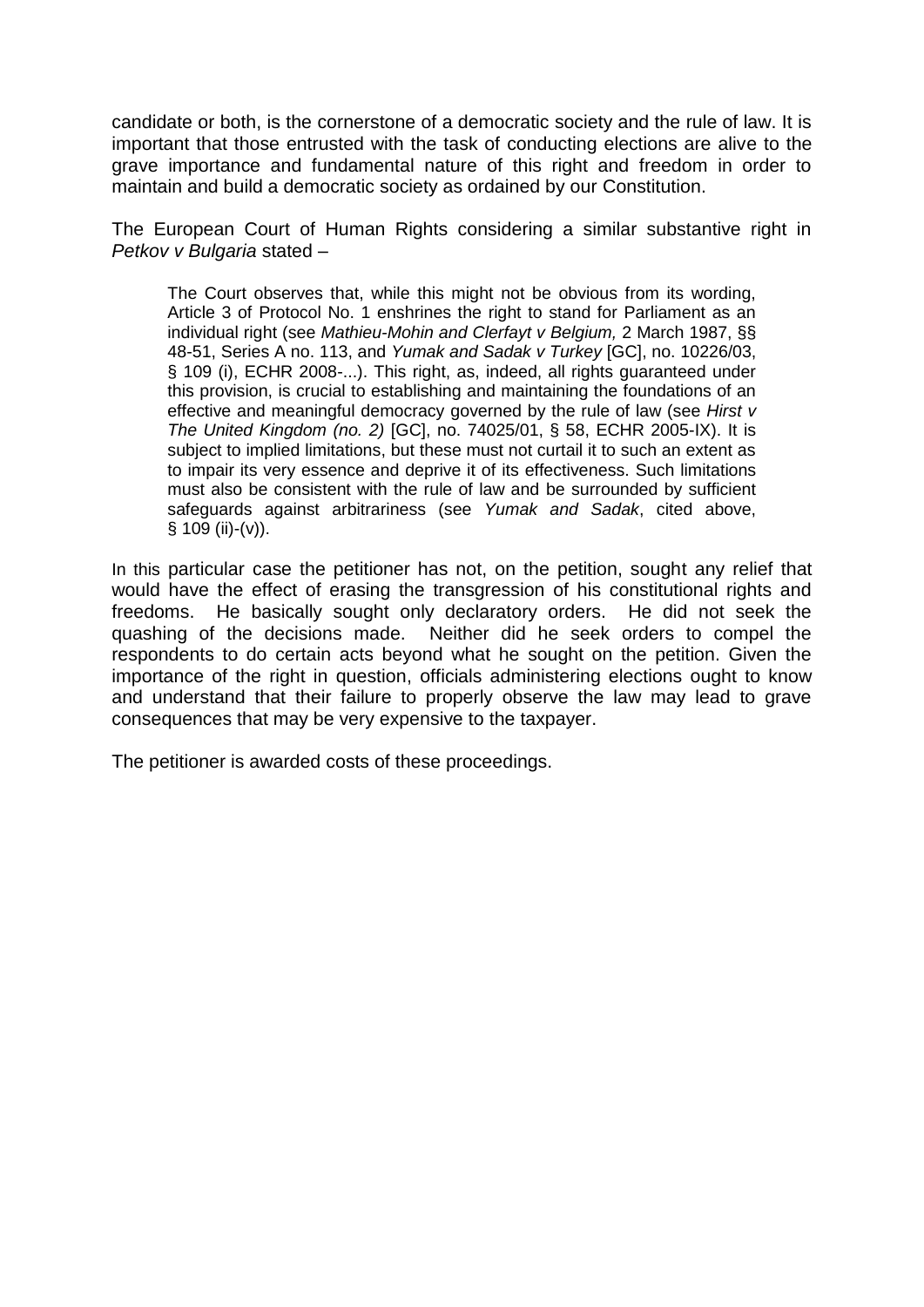candidate or both, is the cornerstone of a democratic society and the rule of law. It is important that those entrusted with the task of conducting elections are alive to the grave importance and fundamental nature of this right and freedom in order to maintain and build a democratic society as ordained by our Constitution.

The European Court of Human Rights considering a similar substantive right in *Petkov v Bulgaria* stated –

> The Court observes that, while this might not be obvious from its wording, Article 3 of Protocol No. 1 enshrines the right to stand for Parliament as an individual right (see *Mathieu-Mohin and Clerfayt v Belgium,* 2 March 1987, §§ 48-51, Series A no. 113, and *Yumak and Sadak v Turkey* [GC], no. 10226/03, § 109 (i), ECHR 2008-...). This right, as, indeed, all rights guaranteed under this provision, is crucial to establishing and maintaining the foundations of an effective and meaningful democracy governed by the rule of law (see *Hirst v The United Kingdom (no. 2)* [GC], no. 74025/01, § 58, ECHR 2005-IX). It is subject to implied limitations, but these must not curtail it to such an extent as to impair its very essence and deprive it of its effectiveness. Such limitations must also be consistent with the rule of law and be surrounded by sufficient safeguards against arbitrariness (see *Yumak and Sadak*, cited above, § 109 (ii)-(v)).

In this particular case the petitioner has not, on the petition, sought any relief that would have the effect of erasing the transgression of his constitutional rights and freedoms. He basically sought only declaratory orders. He did not seek the quashing of the decisions made. Neither did he seek orders to compel the respondents to do certain acts beyond what he sought on the petition. Given the importance of the right in question, officials administering elections ought to know and understand that their failure to properly observe the law may lead to grave consequences that may be very expensive to the taxpayer.

The petitioner is awarded costs of these proceedings.